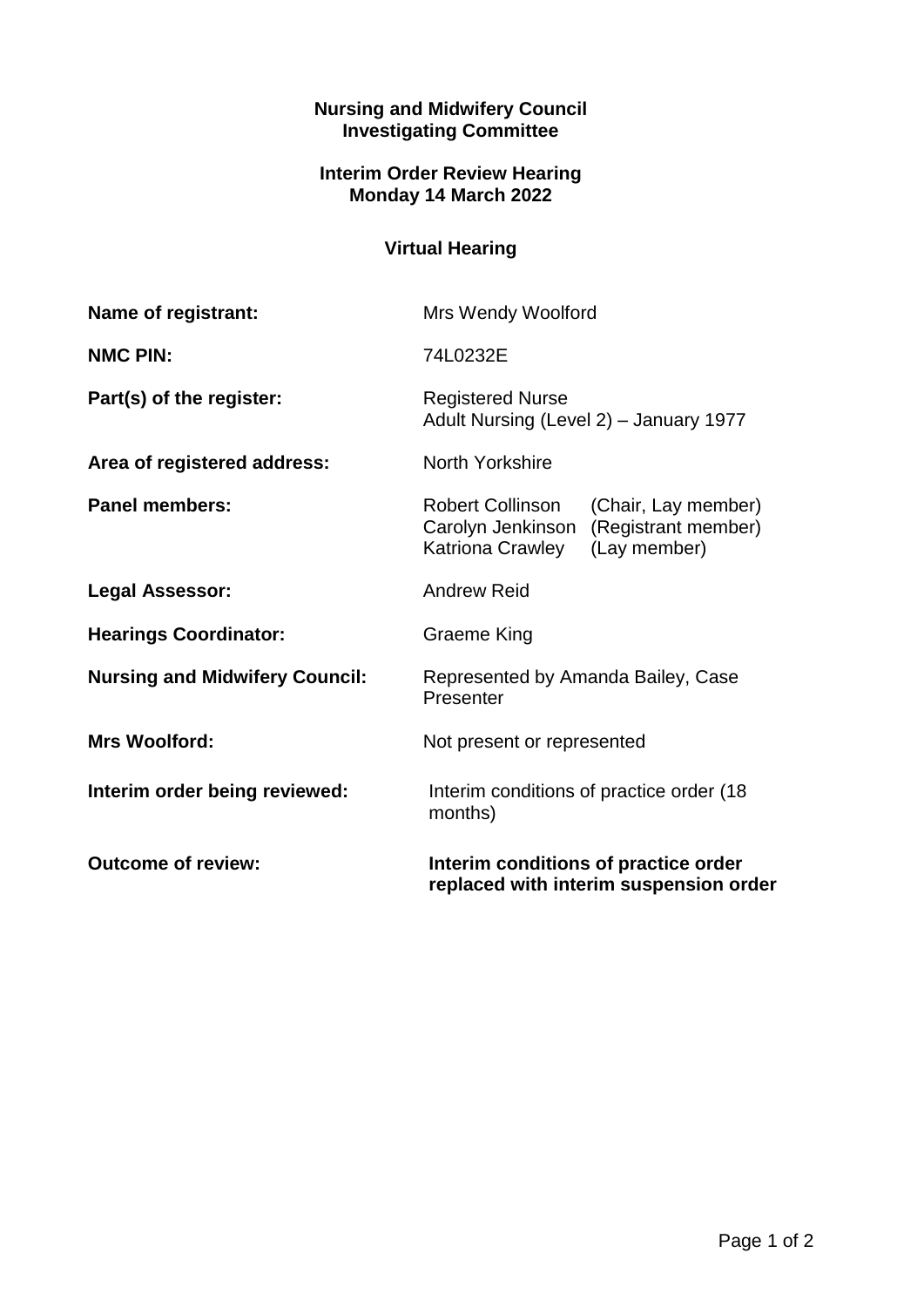**Nursing and Midwifery Council**
**Investigating Committee**

**Interim Order Review Hearing**
**Monday 14 March 2022**

**Virtual Hearing**

| | |
|---|---|
| **Name of registrant:** | Mrs Wendy Woolford |
| **NMC PIN:** | 74L0232E |
| **Part(s) of the register:** | Registered Nurse<br>Adult Nursing (Level 2) – January 1977 |
| **Area of registered address:** | North Yorkshire |
| **Panel members:** | Robert Collinson (Chair, Lay member)<br>Carolyn Jenkinson (Registrant member)<br>Katriona Crawley (Lay member) |
| **Legal Assessor:** | Andrew Reid |
| **Hearings Coordinator:** | Graeme King |
| **Nursing and Midwifery Council:** | Represented by Amanda Bailey, Case Presenter |
| **Mrs Woolford:** | Not present or represented |
| **Interim order being reviewed:** | Interim conditions of practice order (18 months) |
| **Outcome of review:** | **Interim conditions of practice order replaced with interim suspension order** |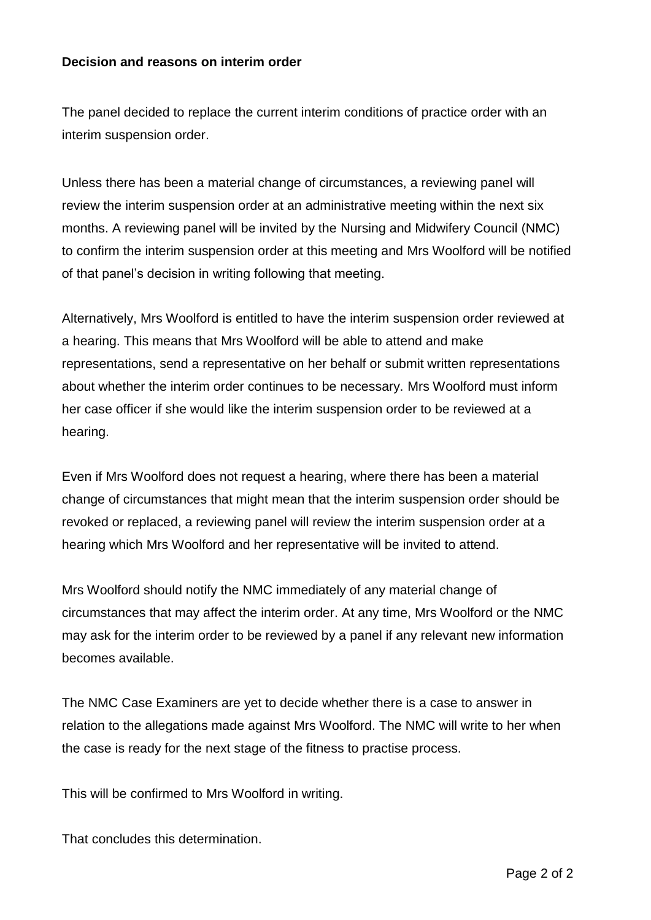**Decision and reasons on interim order**

The panel decided to replace the current interim conditions of practice order with an interim suspension order.

Unless there has been a material change of circumstances, a reviewing panel will review the interim suspension order at an administrative meeting within the next six months. A reviewing panel will be invited by the Nursing and Midwifery Council (NMC) to confirm the interim suspension order at this meeting and Mrs Woolford will be notified of that panel's decision in writing following that meeting.

Alternatively, Mrs Woolford is entitled to have the interim suspension order reviewed at a hearing. This means that Mrs Woolford will be able to attend and make representations, send a representative on her behalf or submit written representations about whether the interim order continues to be necessary. Mrs Woolford must inform her case officer if she would like the interim suspension order to be reviewed at a hearing.

Even if Mrs Woolford does not request a hearing, where there has been a material change of circumstances that might mean that the interim suspension order should be revoked or replaced, a reviewing panel will review the interim suspension order at a hearing which Mrs Woolford and her representative will be invited to attend.

Mrs Woolford should notify the NMC immediately of any material change of circumstances that may affect the interim order. At any time, Mrs Woolford or the NMC may ask for the interim order to be reviewed by a panel if any relevant new information becomes available.

The NMC Case Examiners are yet to decide whether there is a case to answer in relation to the allegations made against Mrs Woolford. The NMC will write to her when the case is ready for the next stage of the fitness to practise process.

This will be confirmed to Mrs Woolford in writing.

That concludes this determination.